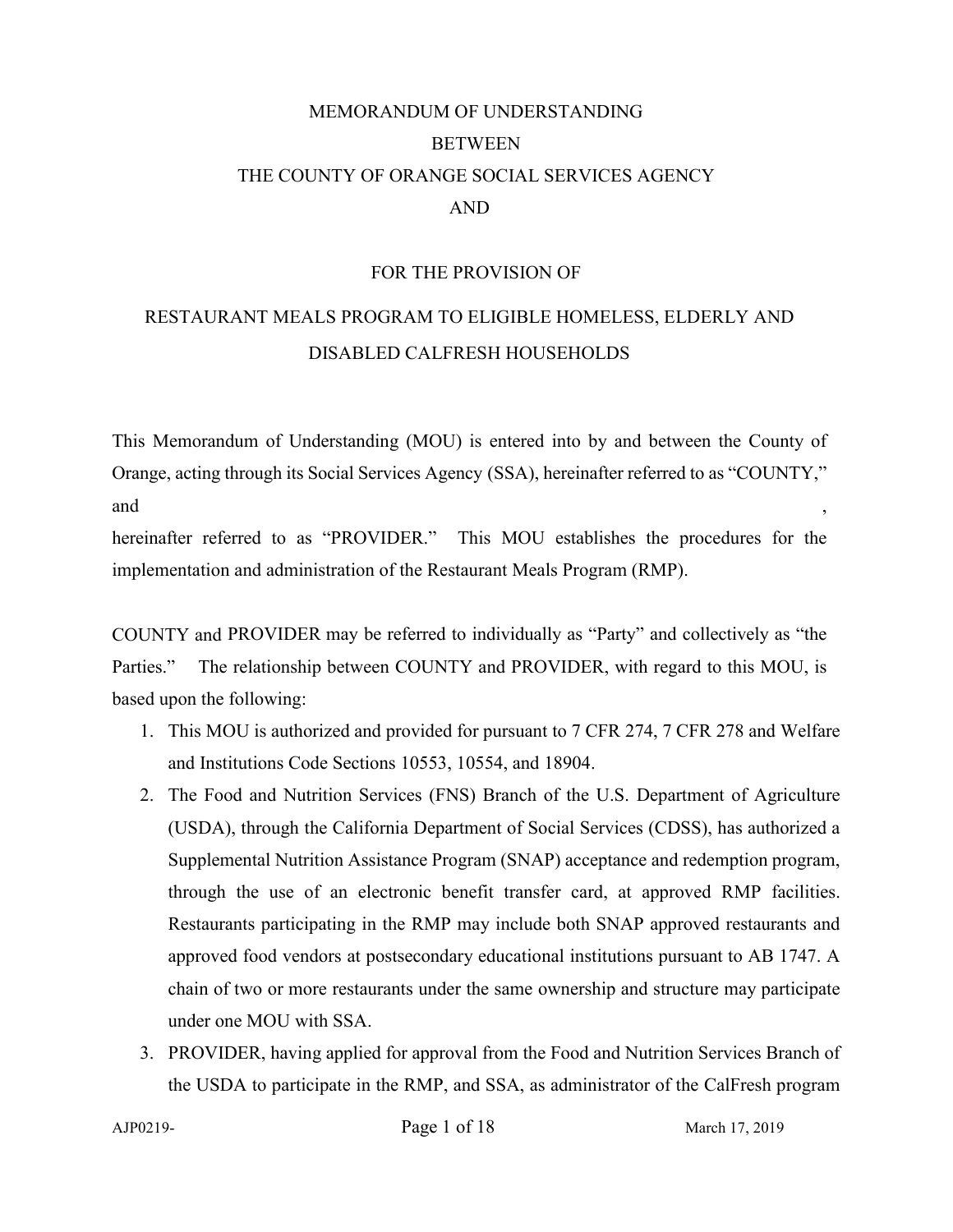# MEMORANDUM OF UNDERSTANDING
# BETWEEN
# THE COUNTY OF ORANGE SOCIAL SERVICES AGENCY
# AND

## FOR THE PROVISION OF
## RESTAURANT MEALS PROGRAM TO ELIGIBLE HOMELESS, ELDERLY AND DISABLED CALFRESH HOUSEHOLDS

This Memorandum of Understanding (MOU) is entered into by and between the County of Orange, acting through its Social Services Agency (SSA), hereinafter referred to as "COUNTY," and ,
hereinafter referred to as "PROVIDER." This MOU establishes the procedures for the implementation and administration of the Restaurant Meals Program (RMP).

COUNTY and PROVIDER may be referred to individually as "Party" and collectively as "the Parties." The relationship between COUNTY and PROVIDER, with regard to this MOU, is based upon the following:

1. This MOU is authorized and provided for pursuant to 7 CFR 274, 7 CFR 278 and Welfare and Institutions Code Sections 10553, 10554, and 18904.
2. The Food and Nutrition Services (FNS) Branch of the U.S. Department of Agriculture (USDA), through the California Department of Social Services (CDSS), has authorized a Supplemental Nutrition Assistance Program (SNAP) acceptance and redemption program, through the use of an electronic benefit transfer card, at approved RMP facilities. Restaurants participating in the RMP may include both SNAP approved restaurants and approved food vendors at postsecondary educational institutions pursuant to AB 1747. A chain of two or more restaurants under the same ownership and structure may participate under one MOU with SSA.
3. PROVIDER, having applied for approval from the Food and Nutrition Services Branch of the USDA to participate in the RMP, and SSA, as administrator of the CalFresh program

AJP0219- March 17, 2019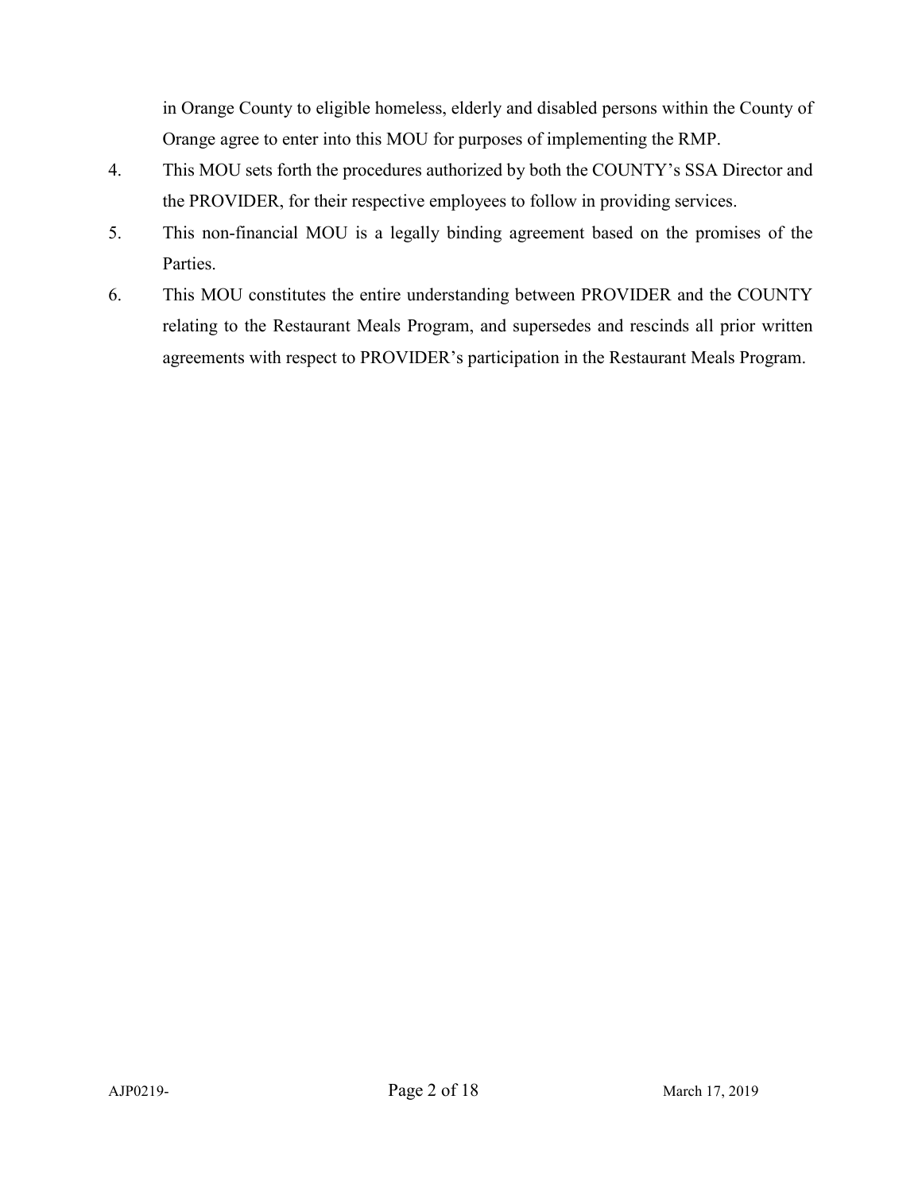in Orange County to eligible homeless, elderly and disabled persons within the County of Orange agree to enter into this MOU for purposes of implementing the RMP.

4. This MOU sets forth the procedures authorized by both the COUNTY's SSA Director and the PROVIDER, for their respective employees to follow in providing services.
5. This non-financial MOU is a legally binding agreement based on the promises of the Parties.
6. This MOU constitutes the entire understanding between PROVIDER and the COUNTY relating to the Restaurant Meals Program, and supersedes and rescinds all prior written agreements with respect to PROVIDER's participation in the Restaurant Meals Program.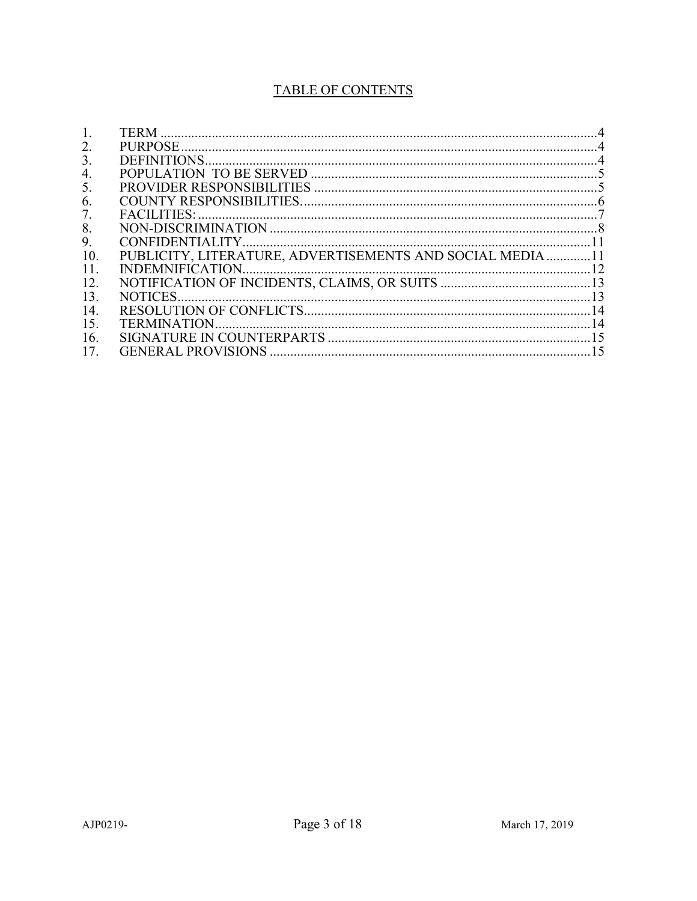## TABLE OF CONTENTS

1. TERM ....................................................................................................................4
2. PURPOSE ..............................................................................................................4
3. DEFINITIONS........................................................................................................4
4. POPULATION TO BE SERVED .........................................................................5
5. PROVIDER RESPONSIBILITIES .......................................................................5
6. COUNTY RESPONSIBILITIES..........................................................................6
7. FACILITIES: ........................................................................................................7
8. NON-DISCRIMINATION ....................................................................................8
9. CONFIDENTIALITY..........................................................................................11
10. PUBLICITY, LITERATURE, ADVERTISEMENTS AND SOCIAL MEDIA .............11
11. INDEMNIFICATION...........................................................................................12
12. NOTIFICATION OF INCIDENTS, CLAIMS, OR SUITS ...................................13
13. NOTICES.............................................................................................................13
14. RESOLUTION OF CONFLICTS.........................................................................14
15. TERMINATION..................................................................................................14
16. SIGNATURE IN COUNTERPARTS ...................................................................15
17. GENERAL PROVISIONS ...................................................................................15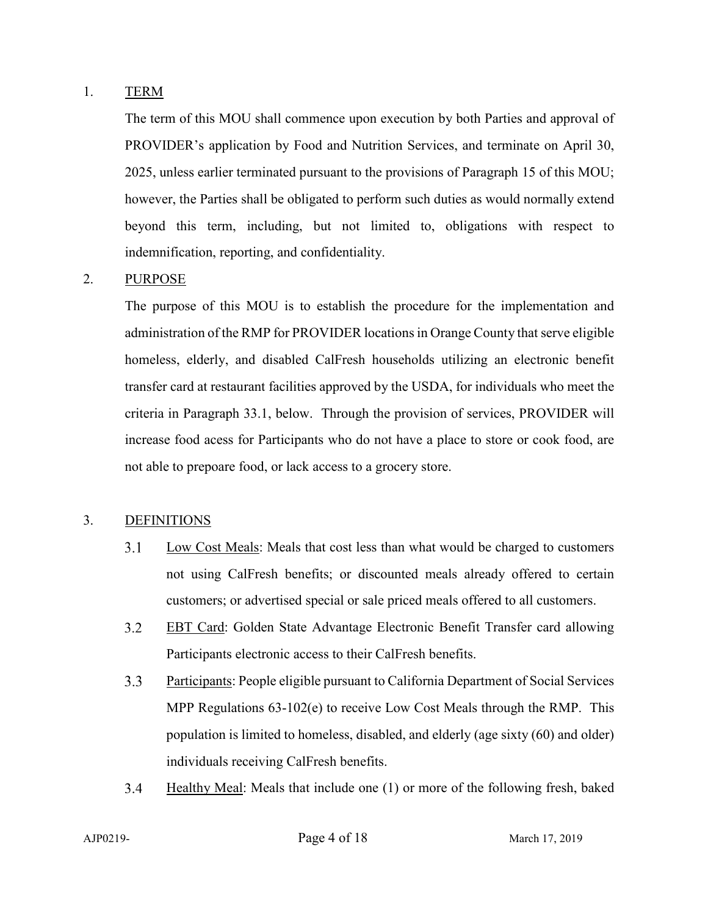1. <u>TERM</u>

   The term of this MOU shall commence upon execution by both Parties and approval of PROVIDER's application by Food and Nutrition Services, and terminate on April 30, 2025, unless earlier terminated pursuant to the provisions of Paragraph 15 of this MOU; however, the Parties shall be obligated to perform such duties as would normally extend beyond this term, including, but not limited to, obligations with respect to indemnification, reporting, and confidentiality.

2. <u>PURPOSE</u>

   The purpose of this MOU is to establish the procedure for the implementation and administration of the RMP for PROVIDER locations in Orange County that serve eligible homeless, elderly, and disabled CalFresh households utilizing an electronic benefit transfer card at restaurant facilities approved by the USDA, for individuals who meet the criteria in Paragraph 33.1, below. Through the provision of services, PROVIDER will increase food acess for Participants who do not have a place to store or cook food, are not able to prepoare food, or lack access to a grocery store.

3. <u>DEFINITIONS</u>

   3.1 <u>Low Cost Meals</u>: Meals that cost less than what would be charged to customers not using CalFresh benefits; or discounted meals already offered to certain customers; or advertised special or sale priced meals offered to all customers.

   3.2 <u>EBT Card</u>: Golden State Advantage Electronic Benefit Transfer card allowing Participants electronic access to their CalFresh benefits.

   3.3 <u>Participants</u>: People eligible pursuant to California Department of Social Services MPP Regulations 63-102(e) to receive Low Cost Meals through the RMP. This population is limited to homeless, disabled, and elderly (age sixty (60) and older) individuals receiving CalFresh benefits.

   3.4 <u>Healthy Meal</u>: Meals that include one (1) or more of the following fresh, baked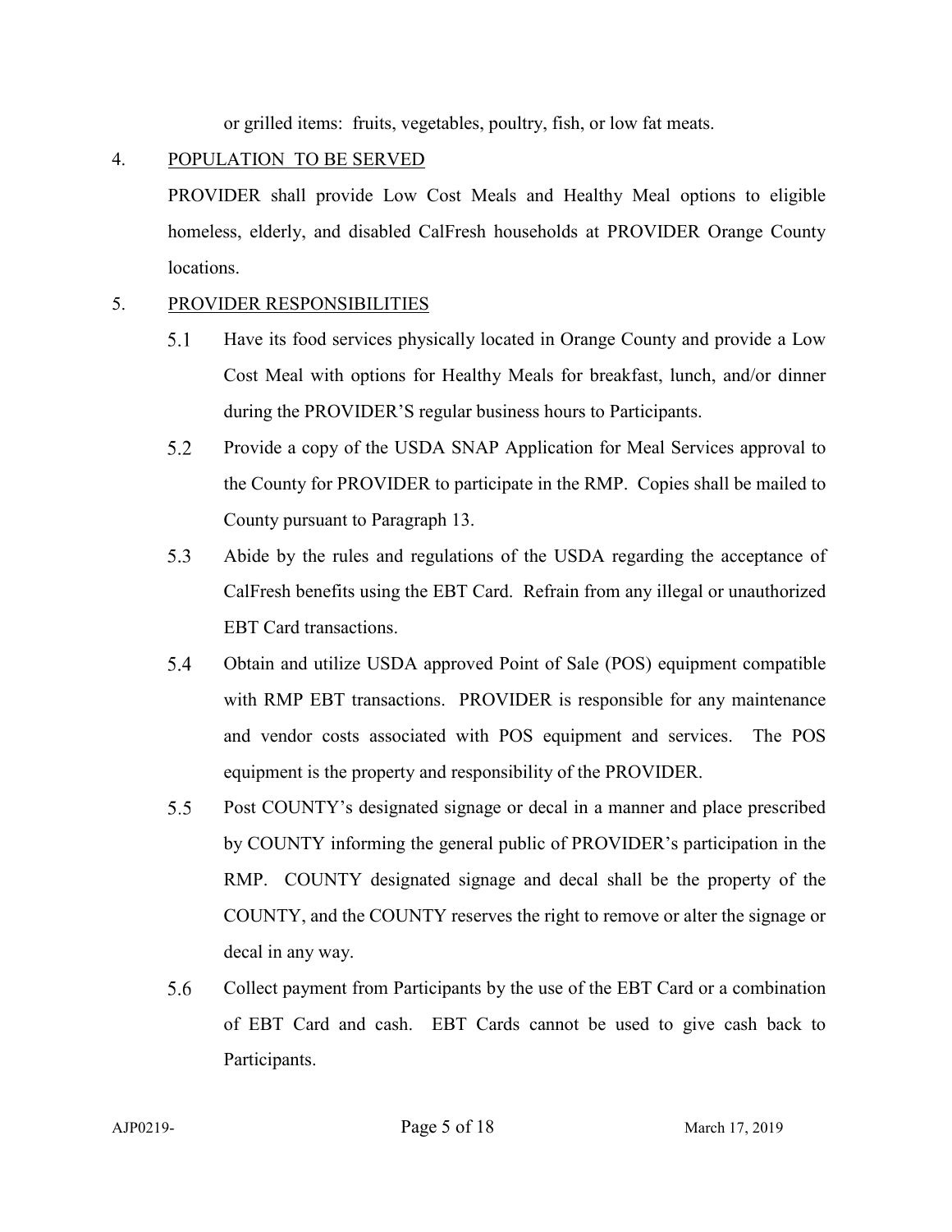or grilled items: fruits, vegetables, poultry, fish, or low fat meats.

4. <u>POPULATION TO BE SERVED</u>

PROVIDER shall provide Low Cost Meals and Healthy Meal options to eligible homeless, elderly, and disabled CalFresh households at PROVIDER Orange County locations.

5. <u>PROVIDER RESPONSIBILITIES</u>

5.1 Have its food services physically located in Orange County and provide a Low Cost Meal with options for Healthy Meals for breakfast, lunch, and/or dinner during the PROVIDER'S regular business hours to Participants.

5.2 Provide a copy of the USDA SNAP Application for Meal Services approval to the County for PROVIDER to participate in the RMP. Copies shall be mailed to County pursuant to Paragraph 13.

5.3 Abide by the rules and regulations of the USDA regarding the acceptance of CalFresh benefits using the EBT Card. Refrain from any illegal or unauthorized EBT Card transactions.

5.4 Obtain and utilize USDA approved Point of Sale (POS) equipment compatible with RMP EBT transactions. PROVIDER is responsible for any maintenance and vendor costs associated with POS equipment and services. The POS equipment is the property and responsibility of the PROVIDER.

5.5 Post COUNTY's designated signage or decal in a manner and place prescribed by COUNTY informing the general public of PROVIDER's participation in the RMP. COUNTY designated signage and decal shall be the property of the COUNTY, and the COUNTY reserves the right to remove or alter the signage or decal in any way.

5.6 Collect payment from Participants by the use of the EBT Card or a combination of EBT Card and cash. EBT Cards cannot be used to give cash back to Participants.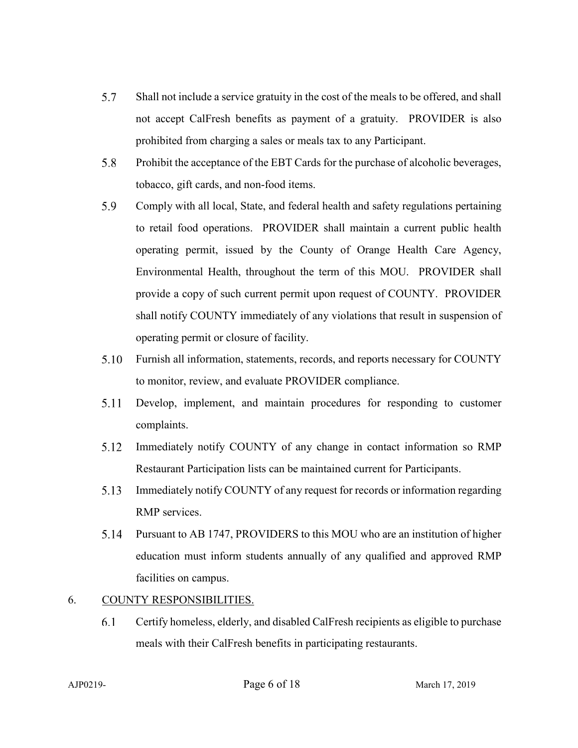5.7 Shall not include a service gratuity in the cost of the meals to be offered, and shall not accept CalFresh benefits as payment of a gratuity. PROVIDER is also prohibited from charging a sales or meals tax to any Participant.

5.8 Prohibit the acceptance of the EBT Cards for the purchase of alcoholic beverages, tobacco, gift cards, and non-food items.

5.9 Comply with all local, State, and federal health and safety regulations pertaining to retail food operations. PROVIDER shall maintain a current public health operating permit, issued by the County of Orange Health Care Agency, Environmental Health, throughout the term of this MOU. PROVIDER shall provide a copy of such current permit upon request of COUNTY. PROVIDER shall notify COUNTY immediately of any violations that result in suspension of operating permit or closure of facility.

5.10 Furnish all information, statements, records, and reports necessary for COUNTY to monitor, review, and evaluate PROVIDER compliance.

5.11 Develop, implement, and maintain procedures for responding to customer complaints.

5.12 Immediately notify COUNTY of any change in contact information so RMP Restaurant Participation lists can be maintained current for Participants.

5.13 Immediately notify COUNTY of any request for records or information regarding RMP services.

5.14 Pursuant to AB 1747, PROVIDERS to this MOU who are an institution of higher education must inform students annually of any qualified and approved RMP facilities on campus.

6. COUNTY RESPONSIBILITIES.

6.1 Certify homeless, elderly, and disabled CalFresh recipients as eligible to purchase meals with their CalFresh benefits in participating restaurants.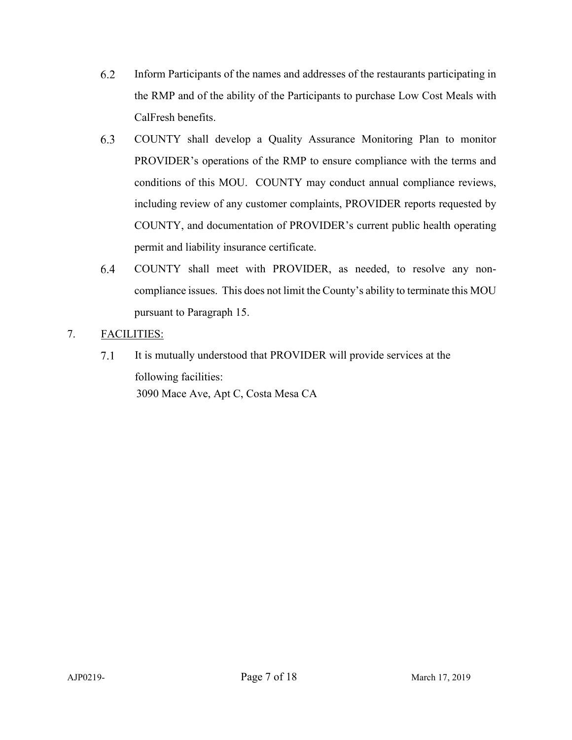6.2 Inform Participants of the names and addresses of the restaurants participating in the RMP and of the ability of the Participants to purchase Low Cost Meals with CalFresh benefits.

6.3 COUNTY shall develop a Quality Assurance Monitoring Plan to monitor PROVIDER's operations of the RMP to ensure compliance with the terms and conditions of this MOU. COUNTY may conduct annual compliance reviews, including review of any customer complaints, PROVIDER reports requested by COUNTY, and documentation of PROVIDER's current public health operating permit and liability insurance certificate.

6.4 COUNTY shall meet with PROVIDER, as needed, to resolve any non-compliance issues. This does not limit the County's ability to terminate this MOU pursuant to Paragraph 15.

7. <u>FACILITIES:</u>

7.1 It is mutually understood that PROVIDER will provide services at the following facilities:
3090 Mace Ave, Apt C, Costa Mesa CA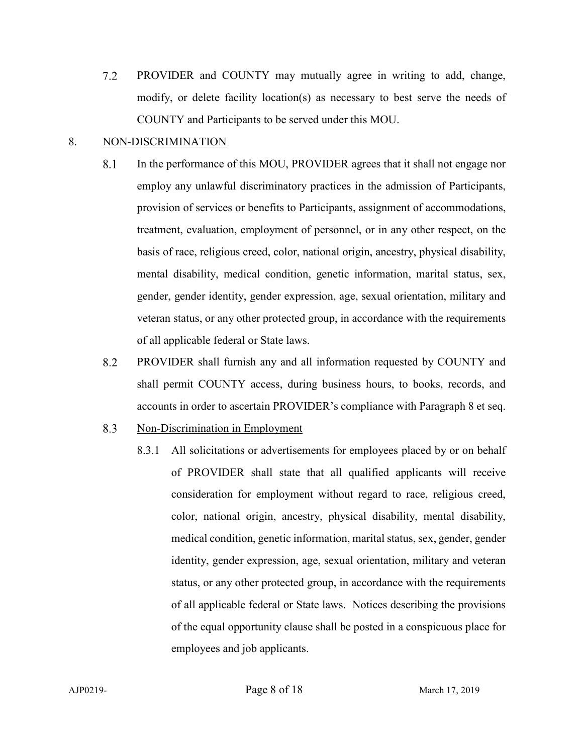7.2 PROVIDER and COUNTY may mutually agree in writing to add, change, modify, or delete facility location(s) as necessary to best serve the needs of COUNTY and Participants to be served under this MOU.

8. <u>NON-DISCRIMINATION</u>

8.1 In the performance of this MOU, PROVIDER agrees that it shall not engage nor employ any unlawful discriminatory practices in the admission of Participants, provision of services or benefits to Participants, assignment of accommodations, treatment, evaluation, employment of personnel, or in any other respect, on the basis of race, religious creed, color, national origin, ancestry, physical disability, mental disability, medical condition, genetic information, marital status, sex, gender, gender identity, gender expression, age, sexual orientation, military and veteran status, or any other protected group, in accordance with the requirements of all applicable federal or State laws.

8.2 PROVIDER shall furnish any and all information requested by COUNTY and shall permit COUNTY access, during business hours, to books, records, and accounts in order to ascertain PROVIDER's compliance with Paragraph 8 et seq.

8.3 <u>Non-Discrimination in Employment</u>

8.3.1 All solicitations or advertisements for employees placed by or on behalf of PROVIDER shall state that all qualified applicants will receive consideration for employment without regard to race, religious creed, color, national origin, ancestry, physical disability, mental disability, medical condition, genetic information, marital status, sex, gender, gender identity, gender expression, age, sexual orientation, military and veteran status, or any other protected group, in accordance with the requirements of all applicable federal or State laws. Notices describing the provisions of the equal opportunity clause shall be posted in a conspicuous place for employees and job applicants.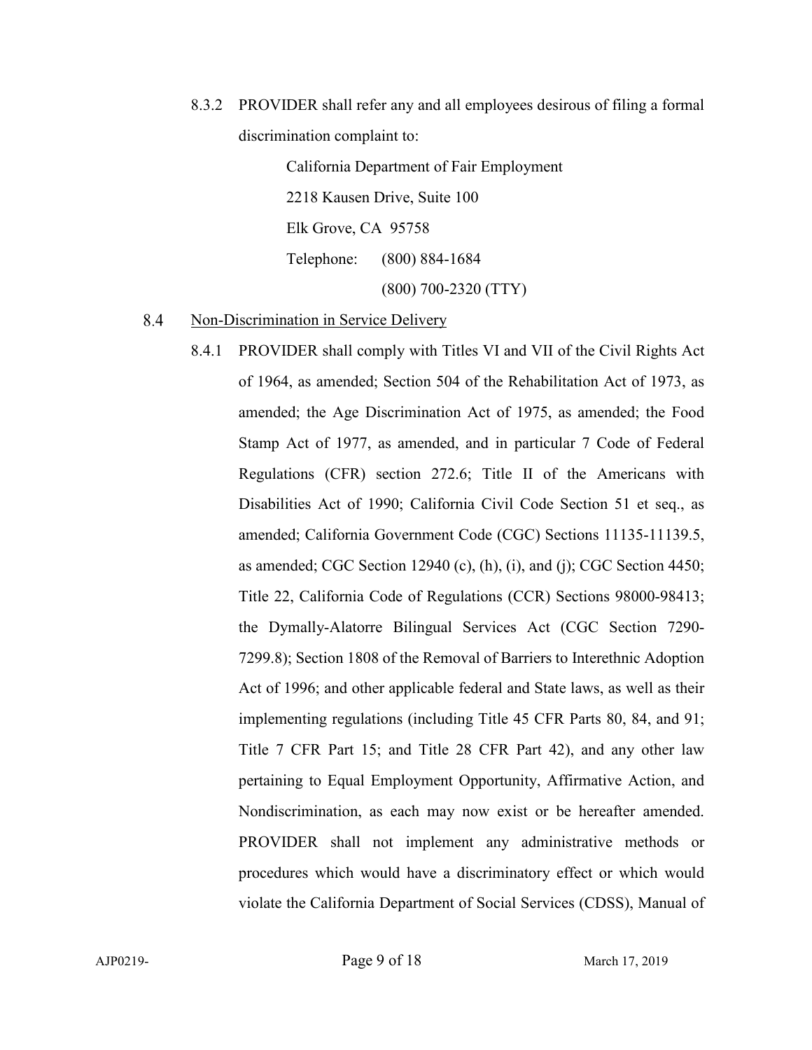8.3.2 PROVIDER shall refer any and all employees desirous of filing a formal discrimination complaint to:

California Department of Fair Employment
2218 Kausen Drive, Suite 100
Elk Grove, CA 95758
Telephone: (800) 884-1684
(800) 700-2320 (TTY)

8.4 Non-Discrimination in Service Delivery

8.4.1 PROVIDER shall comply with Titles VI and VII of the Civil Rights Act of 1964, as amended; Section 504 of the Rehabilitation Act of 1973, as amended; the Age Discrimination Act of 1975, as amended; the Food Stamp Act of 1977, as amended, and in particular 7 Code of Federal Regulations (CFR) section 272.6; Title II of the Americans with Disabilities Act of 1990; California Civil Code Section 51 et seq., as amended; California Government Code (CGC) Sections 11135-11139.5, as amended; CGC Section 12940 (c), (h), (i), and (j); CGC Section 4450; Title 22, California Code of Regulations (CCR) Sections 98000-98413; the Dymally-Alatorre Bilingual Services Act (CGC Section 7290-7299.8); Section 1808 of the Removal of Barriers to Interethnic Adoption Act of 1996; and other applicable federal and State laws, as well as their implementing regulations (including Title 45 CFR Parts 80, 84, and 91; Title 7 CFR Part 15; and Title 28 CFR Part 42), and any other law pertaining to Equal Employment Opportunity, Affirmative Action, and Nondiscrimination, as each may now exist or be hereafter amended. PROVIDER shall not implement any administrative methods or procedures which would have a discriminatory effect or which would violate the California Department of Social Services (CDSS), Manual of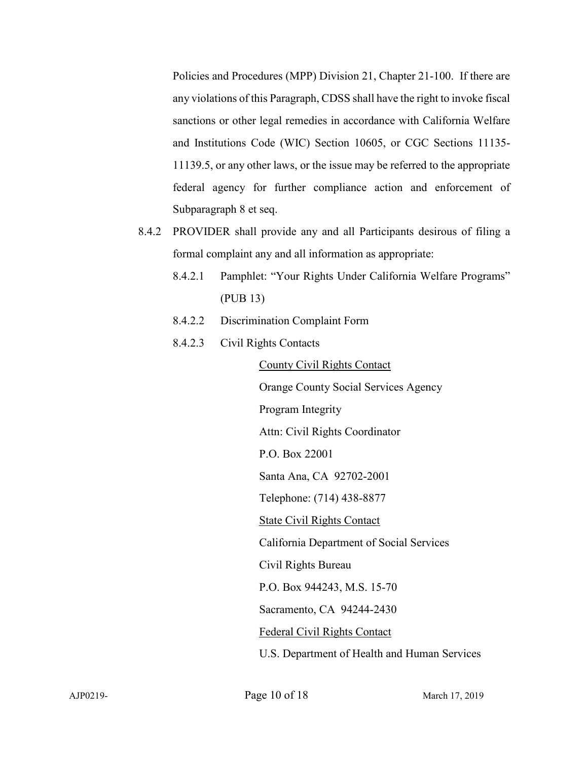Policies and Procedures (MPP) Division 21, Chapter 21-100. If there are any violations of this Paragraph, CDSS shall have the right to invoke fiscal sanctions or other legal remedies in accordance with California Welfare and Institutions Code (WIC) Section 10605, or CGC Sections 11135-11139.5, or any other laws, or the issue may be referred to the appropriate federal agency for further compliance action and enforcement of Subparagraph 8 et seq.

8.4.2 PROVIDER shall provide any and all Participants desirous of filing a formal complaint any and all information as appropriate:

8.4.2.1 Pamphlet: "Your Rights Under California Welfare Programs" (PUB 13)

8.4.2.2 Discrimination Complaint Form

8.4.2.3 Civil Rights Contacts

<u>County Civil Rights Contact</u>
Orange County Social Services Agency
Program Integrity
Attn: Civil Rights Coordinator
P.O. Box 22001
Santa Ana, CA 92702-2001
Telephone: (714) 438-8877

<u>State Civil Rights Contact</u>
California Department of Social Services
Civil Rights Bureau
P.O. Box 944243, M.S. 15-70
Sacramento, CA 94244-2430

<u>Federal Civil Rights Contact</u>
U.S. Department of Health and Human Services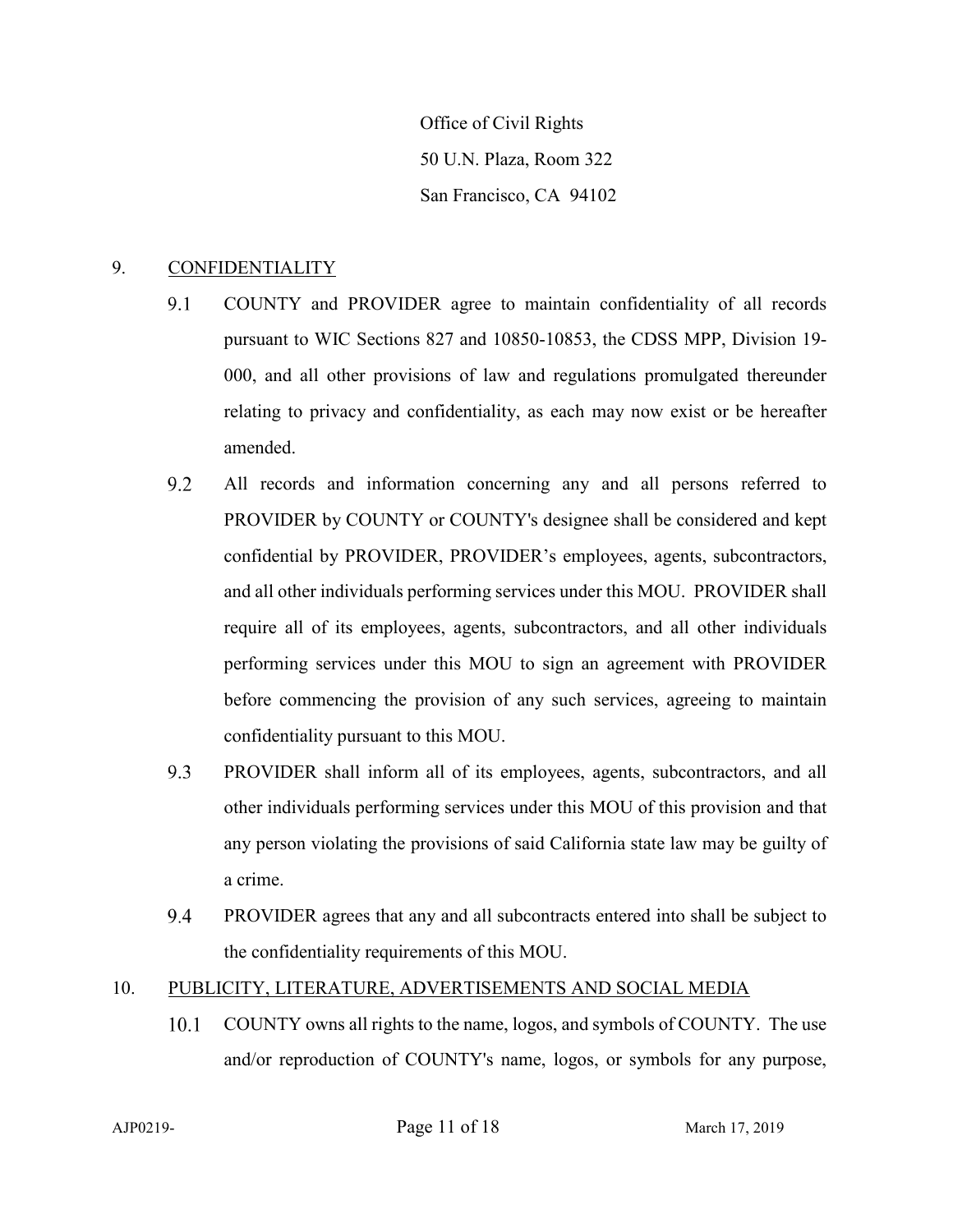Office of Civil Rights
50 U.N. Plaza, Room 322
San Francisco, CA 94102

9. <u>CONFIDENTIALITY</u>

9.1 COUNTY and PROVIDER agree to maintain confidentiality of all records pursuant to WIC Sections 827 and 10850-10853, the CDSS MPP, Division 19-000, and all other provisions of law and regulations promulgated thereunder relating to privacy and confidentiality, as each may now exist or be hereafter amended.

9.2 All records and information concerning any and all persons referred to PROVIDER by COUNTY or COUNTY's designee shall be considered and kept confidential by PROVIDER, PROVIDER's employees, agents, subcontractors, and all other individuals performing services under this MOU. PROVIDER shall require all of its employees, agents, subcontractors, and all other individuals performing services under this MOU to sign an agreement with PROVIDER before commencing the provision of any such services, agreeing to maintain confidentiality pursuant to this MOU.

9.3 PROVIDER shall inform all of its employees, agents, subcontractors, and all other individuals performing services under this MOU of this provision and that any person violating the provisions of said California state law may be guilty of a crime.

9.4 PROVIDER agrees that any and all subcontracts entered into shall be subject to the confidentiality requirements of this MOU.

10. <u>PUBLICITY, LITERATURE, ADVERTISEMENTS AND SOCIAL MEDIA</u>

10.1 COUNTY owns all rights to the name, logos, and symbols of COUNTY. The use and/or reproduction of COUNTY's name, logos, or symbols for any purpose,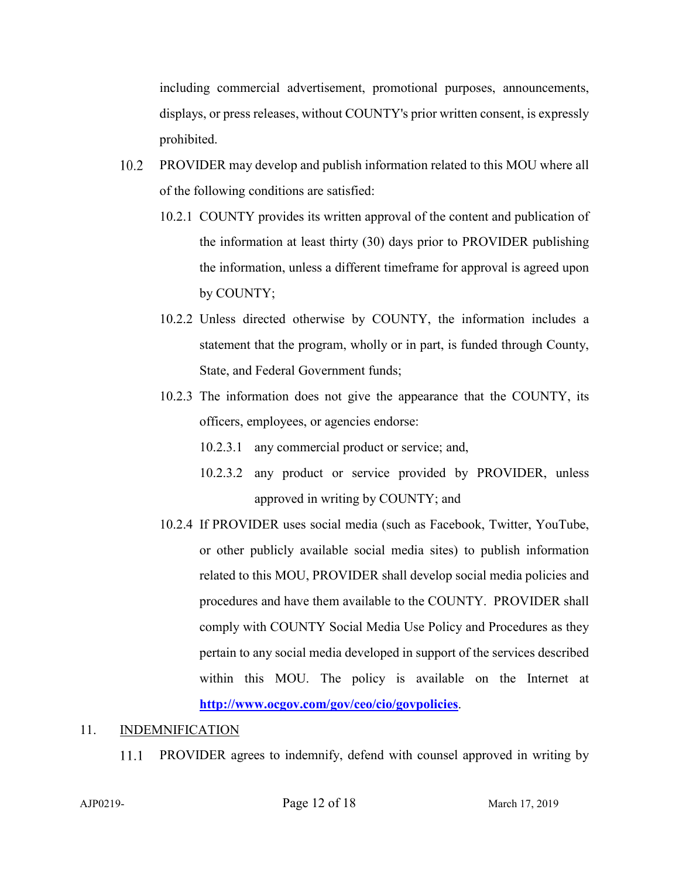including commercial advertisement, promotional purposes, announcements, displays, or press releases, without COUNTY's prior written consent, is expressly prohibited.

10.2 PROVIDER may develop and publish information related to this MOU where all of the following conditions are satisfied:

10.2.1 COUNTY provides its written approval of the content and publication of the information at least thirty (30) days prior to PROVIDER publishing the information, unless a different timeframe for approval is agreed upon by COUNTY;

10.2.2 Unless directed otherwise by COUNTY, the information includes a statement that the program, wholly or in part, is funded through County, State, and Federal Government funds;

10.2.3 The information does not give the appearance that the COUNTY, its officers, employees, or agencies endorse:

10.2.3.1 any commercial product or service; and,

10.2.3.2 any product or service provided by PROVIDER, unless approved in writing by COUNTY; and

10.2.4 If PROVIDER uses social media (such as Facebook, Twitter, YouTube, or other publicly available social media sites) to publish information related to this MOU, PROVIDER shall develop social media policies and procedures and have them available to the COUNTY. PROVIDER shall comply with COUNTY Social Media Use Policy and Procedures as they pertain to any social media developed in support of the services described within this MOU. The policy is available on the Internet at **http://www.ocgov.com/gov/ceo/cio/govpolicies**.

11. <u>INDEMNIFICATION</u>

11.1 PROVIDER agrees to indemnify, defend with counsel approved in writing by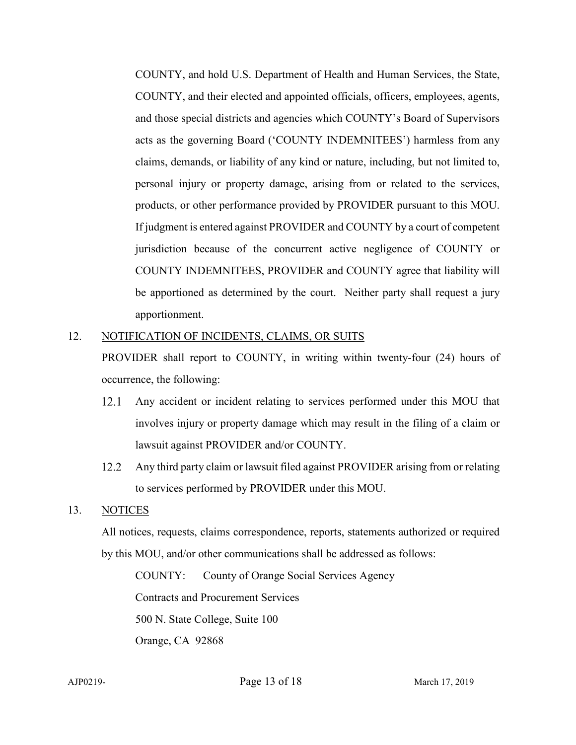COUNTY, and hold U.S. Department of Health and Human Services, the State, COUNTY, and their elected and appointed officials, officers, employees, agents, and those special districts and agencies which COUNTY's Board of Supervisors acts as the governing Board ('COUNTY INDEMNITEES') harmless from any claims, demands, or liability of any kind or nature, including, but not limited to, personal injury or property damage, arising from or related to the services, products, or other performance provided by PROVIDER pursuant to this MOU. If judgment is entered against PROVIDER and COUNTY by a court of competent jurisdiction because of the concurrent active negligence of COUNTY or COUNTY INDEMNITEES, PROVIDER and COUNTY agree that liability will be apportioned as determined by the court. Neither party shall request a jury apportionment.

12. <u>NOTIFICATION OF INCIDENTS, CLAIMS, OR SUITS</u>

PROVIDER shall report to COUNTY, in writing within twenty-four (24) hours of occurrence, the following:

12.1 Any accident or incident relating to services performed under this MOU that involves injury or property damage which may result in the filing of a claim or lawsuit against PROVIDER and/or COUNTY.

12.2 Any third party claim or lawsuit filed against PROVIDER arising from or relating to services performed by PROVIDER under this MOU.

13. <u>NOTICES</u>

All notices, requests, claims correspondence, reports, statements authorized or required by this MOU, and/or other communications shall be addressed as follows:

COUNTY: County of Orange Social Services Agency
Contracts and Procurement Services
500 N. State College, Suite 100
Orange, CA 92868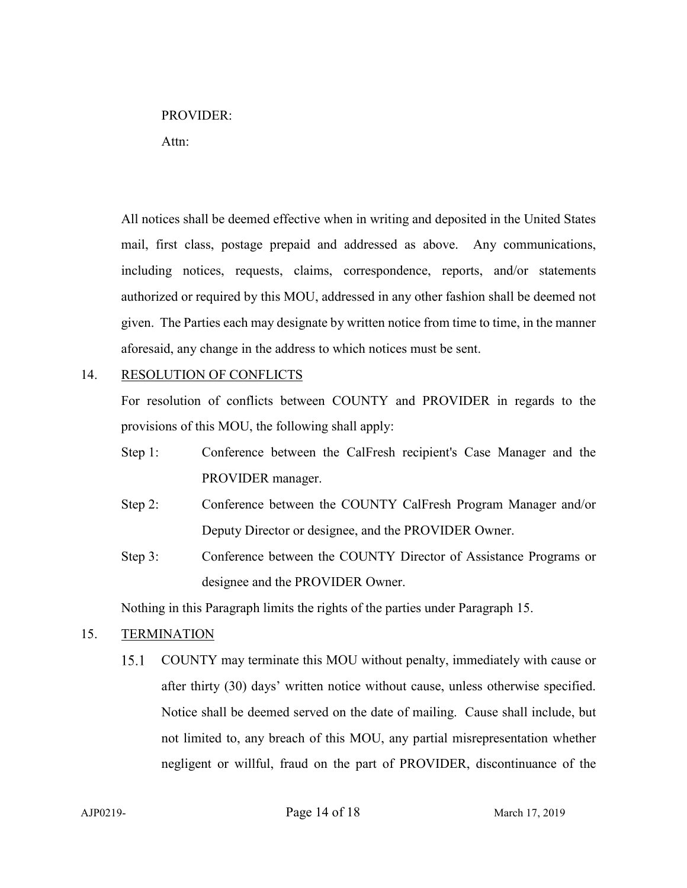PROVIDER:

Attn:

All notices shall be deemed effective when in writing and deposited in the United States mail, first class, postage prepaid and addressed as above. Any communications, including notices, requests, claims, correspondence, reports, and/or statements authorized or required by this MOU, addressed in any other fashion shall be deemed not given. The Parties each may designate by written notice from time to time, in the manner aforesaid, any change in the address to which notices must be sent.

14. <u>RESOLUTION OF CONFLICTS</u>

For resolution of conflicts between COUNTY and PROVIDER in regards to the provisions of this MOU, the following shall apply:

Step 1: Conference between the CalFresh recipient's Case Manager and the PROVIDER manager.

Step 2: Conference between the COUNTY CalFresh Program Manager and/or Deputy Director or designee, and the PROVIDER Owner.

Step 3: Conference between the COUNTY Director of Assistance Programs or designee and the PROVIDER Owner.

Nothing in this Paragraph limits the rights of the parties under Paragraph 15.

15. <u>TERMINATION</u>

15.1 COUNTY may terminate this MOU without penalty, immediately with cause or after thirty (30) days' written notice without cause, unless otherwise specified. Notice shall be deemed served on the date of mailing. Cause shall include, but not limited to, any breach of this MOU, any partial misrepresentation whether negligent or willful, fraud on the part of PROVIDER, discontinuance of the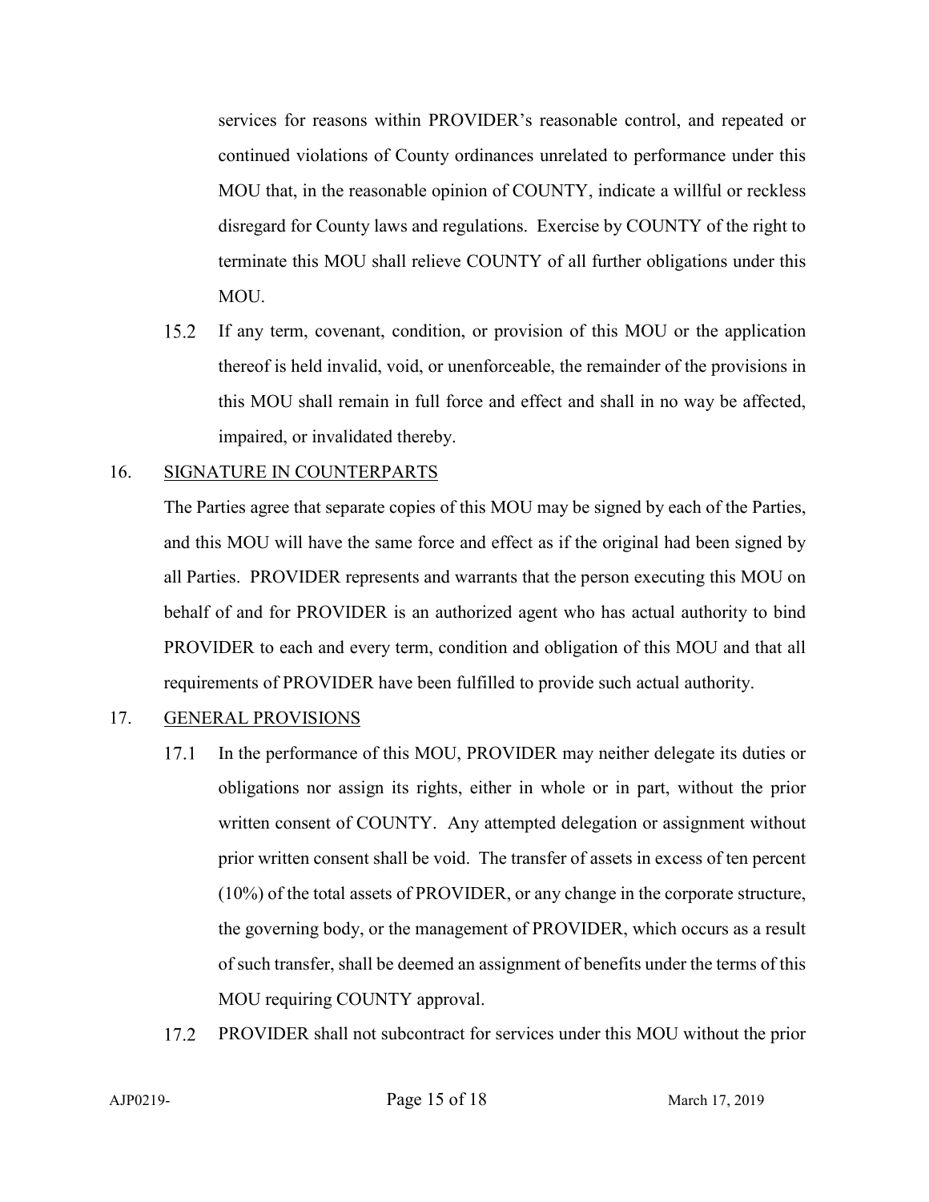services for reasons within PROVIDER's reasonable control, and repeated or continued violations of County ordinances unrelated to performance under this MOU that, in the reasonable opinion of COUNTY, indicate a willful or reckless disregard for County laws and regulations. Exercise by COUNTY of the right to terminate this MOU shall relieve COUNTY of all further obligations under this MOU.

15.2 If any term, covenant, condition, or provision of this MOU or the application thereof is held invalid, void, or unenforceable, the remainder of the provisions in this MOU shall remain in full force and effect and shall in no way be affected, impaired, or invalidated thereby.

16. <u>SIGNATURE IN COUNTERPARTS</u>

The Parties agree that separate copies of this MOU may be signed by each of the Parties, and this MOU will have the same force and effect as if the original had been signed by all Parties. PROVIDER represents and warrants that the person executing this MOU on behalf of and for PROVIDER is an authorized agent who has actual authority to bind PROVIDER to each and every term, condition and obligation of this MOU and that all requirements of PROVIDER have been fulfilled to provide such actual authority.

17. <u>GENERAL PROVISIONS</u>

17.1 In the performance of this MOU, PROVIDER may neither delegate its duties or obligations nor assign its rights, either in whole or in part, without the prior written consent of COUNTY. Any attempted delegation or assignment without prior written consent shall be void. The transfer of assets in excess of ten percent (10%) of the total assets of PROVIDER, or any change in the corporate structure, the governing body, or the management of PROVIDER, which occurs as a result of such transfer, shall be deemed an assignment of benefits under the terms of this MOU requiring COUNTY approval.

17.2 PROVIDER shall not subcontract for services under this MOU without the prior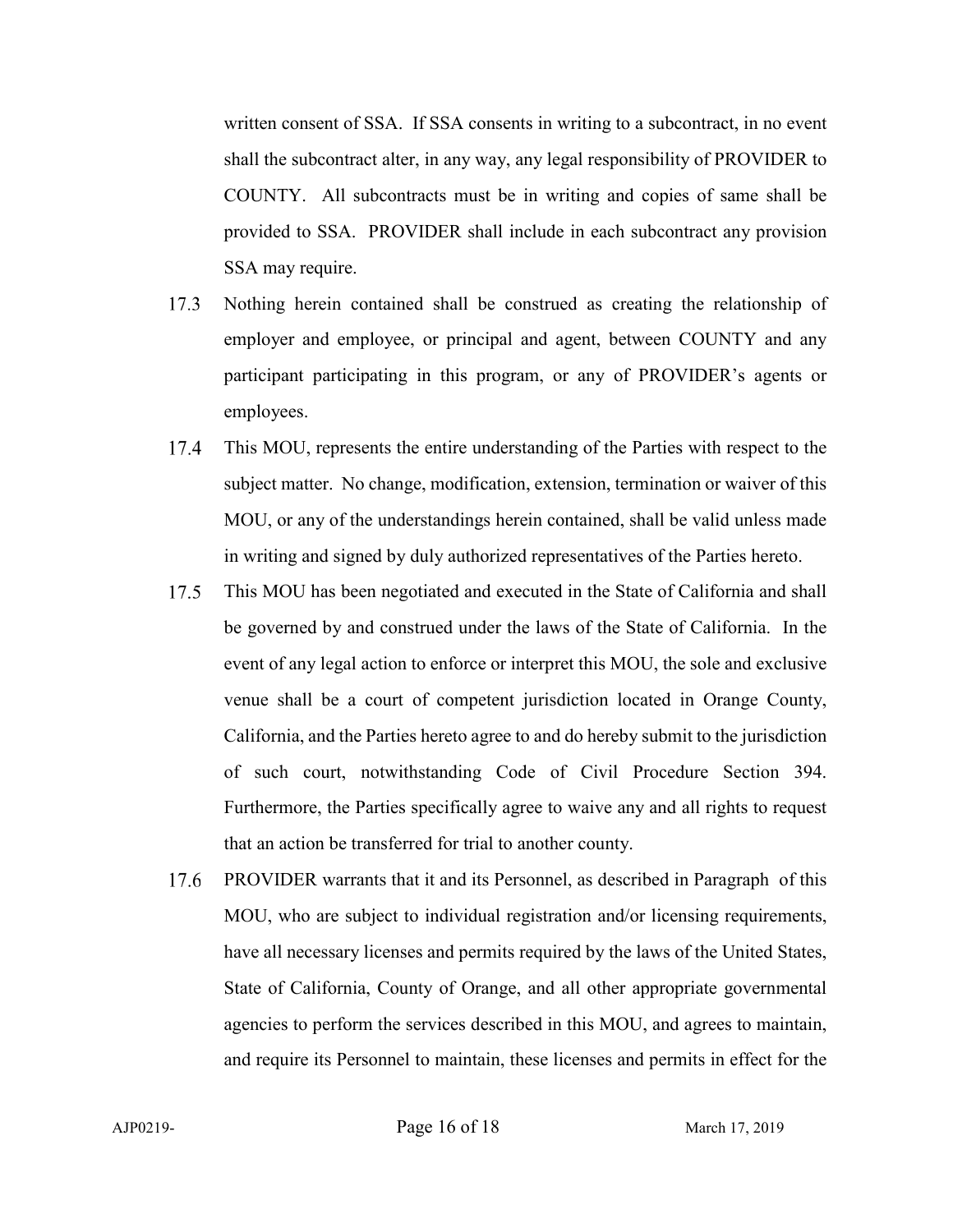written consent of SSA. If SSA consents in writing to a subcontract, in no event shall the subcontract alter, in any way, any legal responsibility of PROVIDER to COUNTY. All subcontracts must be in writing and copies of same shall be provided to SSA. PROVIDER shall include in each subcontract any provision SSA may require.

17.3 Nothing herein contained shall be construed as creating the relationship of employer and employee, or principal and agent, between COUNTY and any participant participating in this program, or any of PROVIDER's agents or employees.

17.4 This MOU, represents the entire understanding of the Parties with respect to the subject matter. No change, modification, extension, termination or waiver of this MOU, or any of the understandings herein contained, shall be valid unless made in writing and signed by duly authorized representatives of the Parties hereto.

17.5 This MOU has been negotiated and executed in the State of California and shall be governed by and construed under the laws of the State of California. In the event of any legal action to enforce or interpret this MOU, the sole and exclusive venue shall be a court of competent jurisdiction located in Orange County, California, and the Parties hereto agree to and do hereby submit to the jurisdiction of such court, notwithstanding Code of Civil Procedure Section 394. Furthermore, the Parties specifically agree to waive any and all rights to request that an action be transferred for trial to another county.

17.6 PROVIDER warrants that it and its Personnel, as described in Paragraph of this MOU, who are subject to individual registration and/or licensing requirements, have all necessary licenses and permits required by the laws of the United States, State of California, County of Orange, and all other appropriate governmental agencies to perform the services described in this MOU, and agrees to maintain, and require its Personnel to maintain, these licenses and permits in effect for the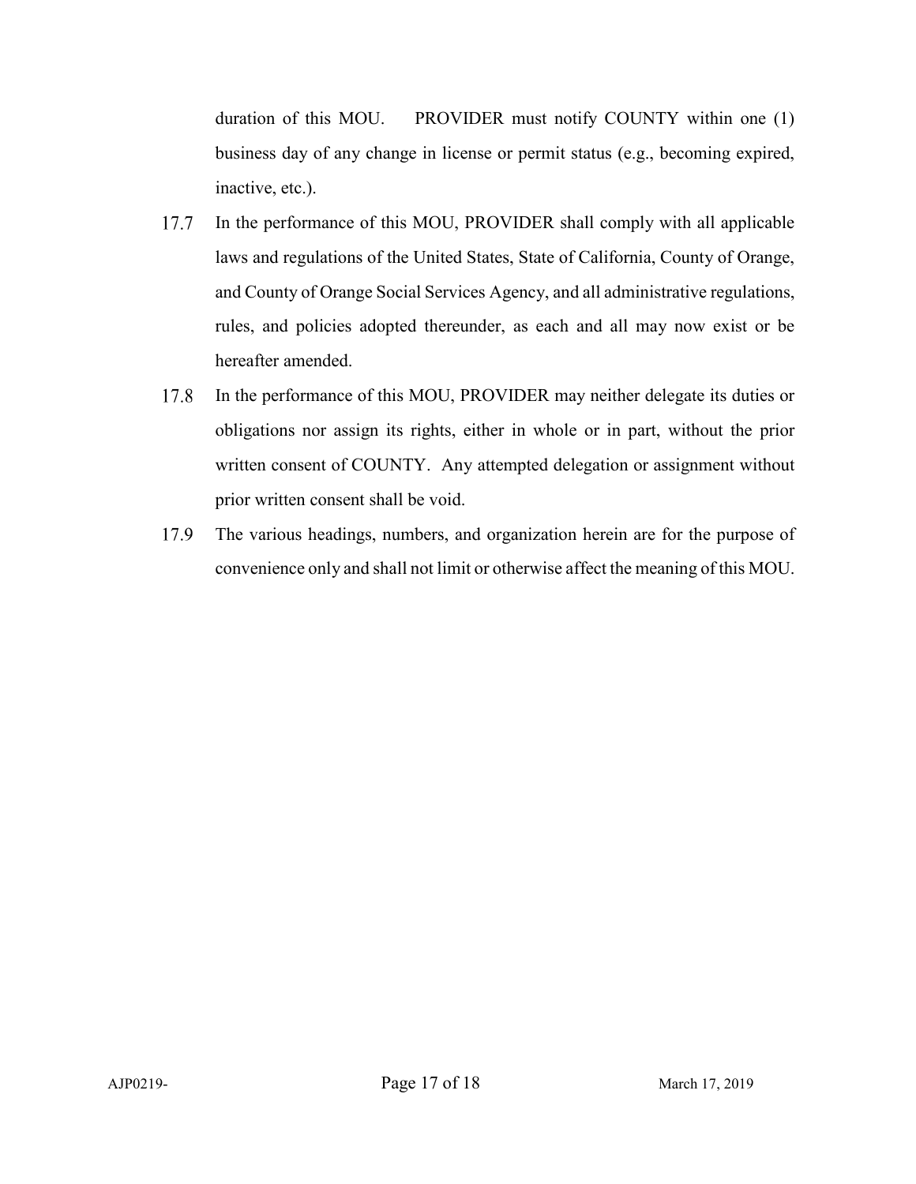duration of this MOU. PROVIDER must notify COUNTY within one (1) business day of any change in license or permit status (e.g., becoming expired, inactive, etc.).

17.7 In the performance of this MOU, PROVIDER shall comply with all applicable laws and regulations of the United States, State of California, County of Orange, and County of Orange Social Services Agency, and all administrative regulations, rules, and policies adopted thereunder, as each and all may now exist or be hereafter amended.

17.8 In the performance of this MOU, PROVIDER may neither delegate its duties or obligations nor assign its rights, either in whole or in part, without the prior written consent of COUNTY. Any attempted delegation or assignment without prior written consent shall be void.

17.9 The various headings, numbers, and organization herein are for the purpose of convenience only and shall not limit or otherwise affect the meaning of this MOU.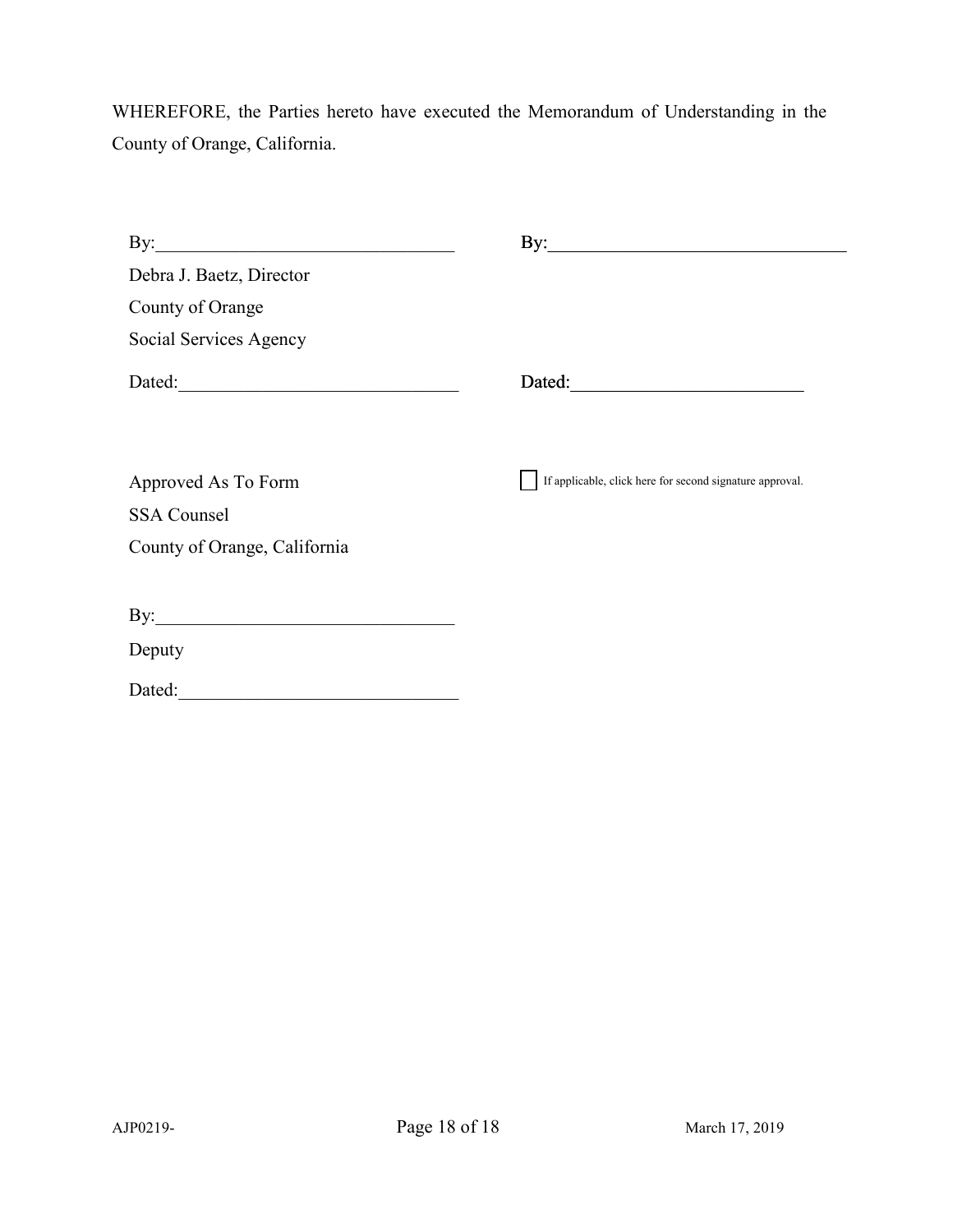WHEREFORE, the Parties hereto have executed the Memorandum of Understanding in the County of Orange, California.

| | |
|---|---|
| By:\_\_\_\_\_\_\_\_\_\_\_\_\_\_\_\_\_\_\_\_\_\_\_\_\_\_\_\_\_\_\_\_ | By:\_\_\_\_\_\_\_\_\_\_\_\_\_\_\_\_\_\_\_\_\_\_\_\_\_\_\_\_\_\_\_\_ |
| Debra J. Baetz, Director<br>County of Orange<br>Social Services Agency | |
| Dated:\_\_\_\_\_\_\_\_\_\_\_\_\_\_\_\_\_\_\_\_\_\_\_\_\_\_\_\_\_\_ | Dated:\_\_\_\_\_\_\_\_\_\_\_\_\_\_\_\_\_\_\_\_\_\_\_\_\_ |

Approved As To Form
SSA Counsel
County of Orange, California

☐ If applicable, click here for second signature approval.

By:\_\_\_\_\_\_\_\_\_\_\_\_\_\_\_\_\_\_\_\_\_\_\_\_\_\_\_\_\_\_\_\_
Deputy

Dated:\_\_\_\_\_\_\_\_\_\_\_\_\_\_\_\_\_\_\_\_\_\_\_\_\_\_\_\_\_\_